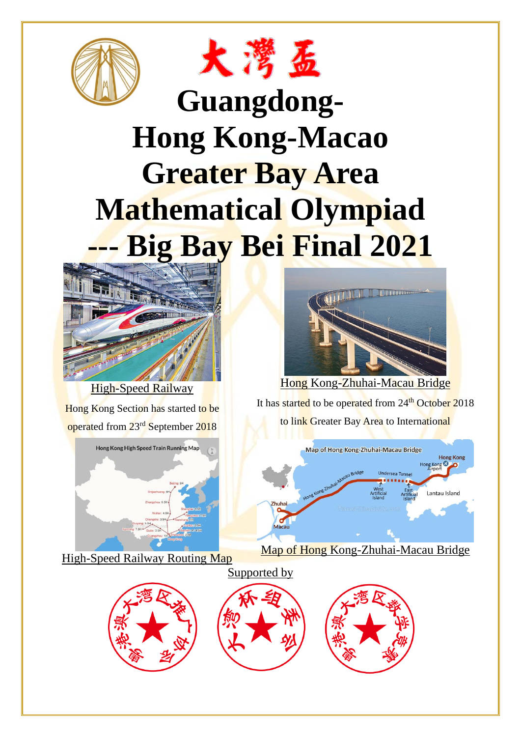# 大灣盃

# Guangdong-Hong Kong-Macao Greater Bay Area Mathematical Olympiad --- Big Bay Bei Final 2021

High-Speed Railway

Hong Kong Section has started to be operated from 23rd September 2018

Hong Kong-Zhuhai-Macau Bridge

It has started to be operated from 24th October 2018 to link Greater Bay Area to International

High-Speed Railway Routing Map

Map of Hong Kong-Zhuhai-Macau Bridge

Supported by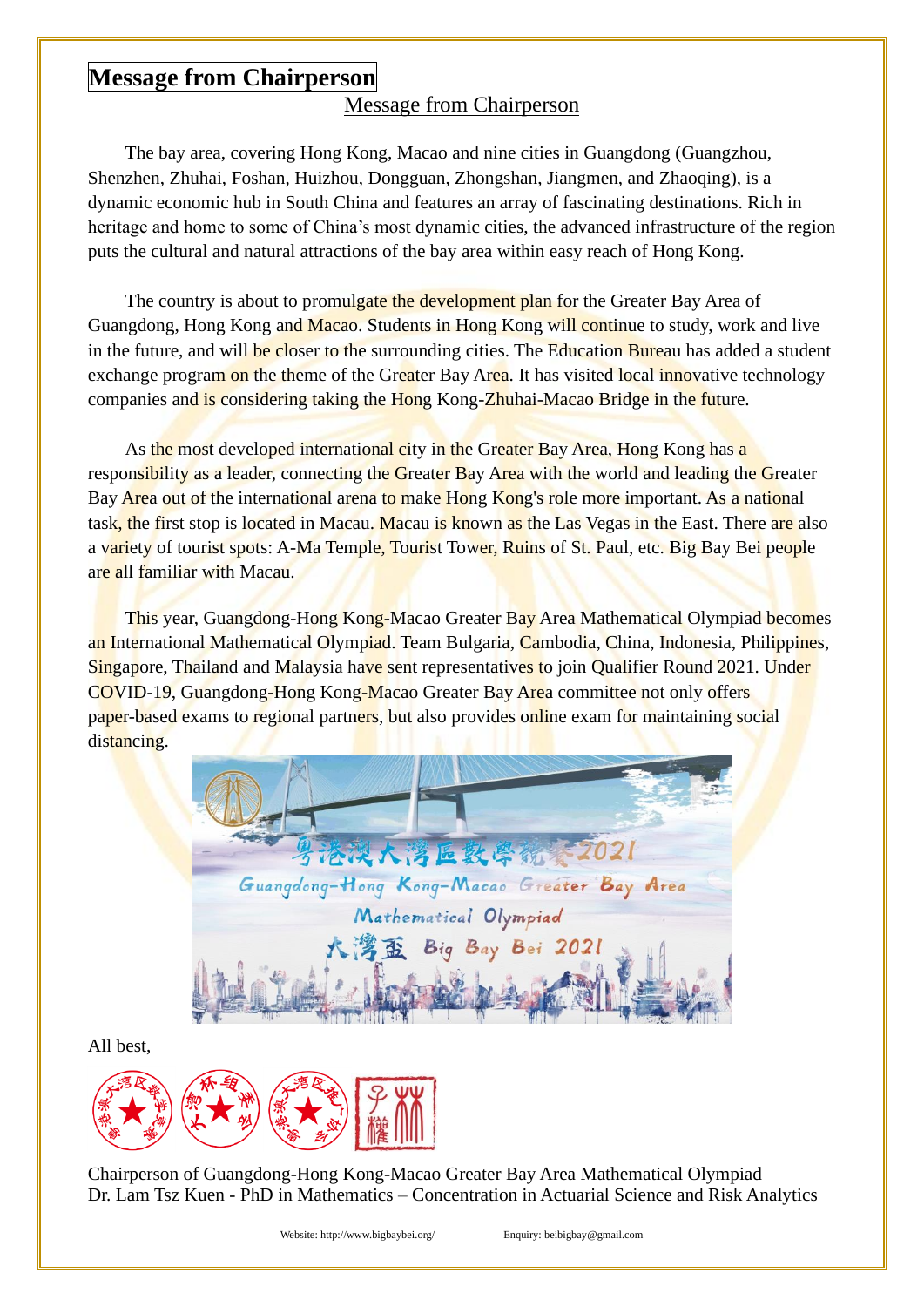# Message from Chairperson

Message from Chairperson

The bay area, covering Hong Kong, Macao and nine cities in Guangdong (Guangzhou, Shenzhen, Zhuhai, Foshan, Huizhou, Dongguan, Zhongshan, Jiangmen, and Zhaoqing), is a dynamic economic hub in South China and features an array of fascinating destinations. Rich in heritage and home to some of China's most dynamic cities, the advanced infrastructure of the region puts the cultural and natural attractions of the bay area within easy reach of Hong Kong.

The country is about to promulgate the development plan for the Greater Bay Area of Guangdong, Hong Kong and Macao. Students in Hong Kong will continue to study, work and live in the future, and will be closer to the surrounding cities. The Education Bureau has added a student exchange program on the theme of the Greater Bay Area. It has visited local innovative technology companies and is considering taking the Hong Kong-Zhuhai-Macao Bridge in the future.

As the most developed international city in the Greater Bay Area, Hong Kong has a responsibility as a leader, connecting the Greater Bay Area with the world and leading the Greater Bay Area out of the international arena to make Hong Kong's role more important. As a national task, the first stop is located in Macau. Macau is known as the Las Vegas in the East. There are also a variety of tourist spots: A-Ma Temple, Tourist Tower, Ruins of St. Paul, etc. Big Bay Bei people are all familiar with Macau.

This year, Guangdong-Hong Kong-Macao Greater Bay Area Mathematical Olympiad becomes an International Mathematical Olympiad. Team Bulgaria, Cambodia, China, Indonesia, Philippines, Singapore, Thailand and Malaysia have sent representatives to join Qualifier Round 2021. Under COVID-19, Guangdong-Hong Kong-Macao Greater Bay Area committee not only offers paper-based exams to regional partners, but also provides online exam for maintaining social distancing.

All best,

Chairperson of Guangdong-Hong Kong-Macao Greater Bay Area Mathematical Olympiad
Dr. Lam Tsz Kuen - PhD in Mathematics – Concentration in Actuarial Science and Risk Analytics

Website: http://www.bigbaybei.org/ Enquiry: beibigbay@gmail.com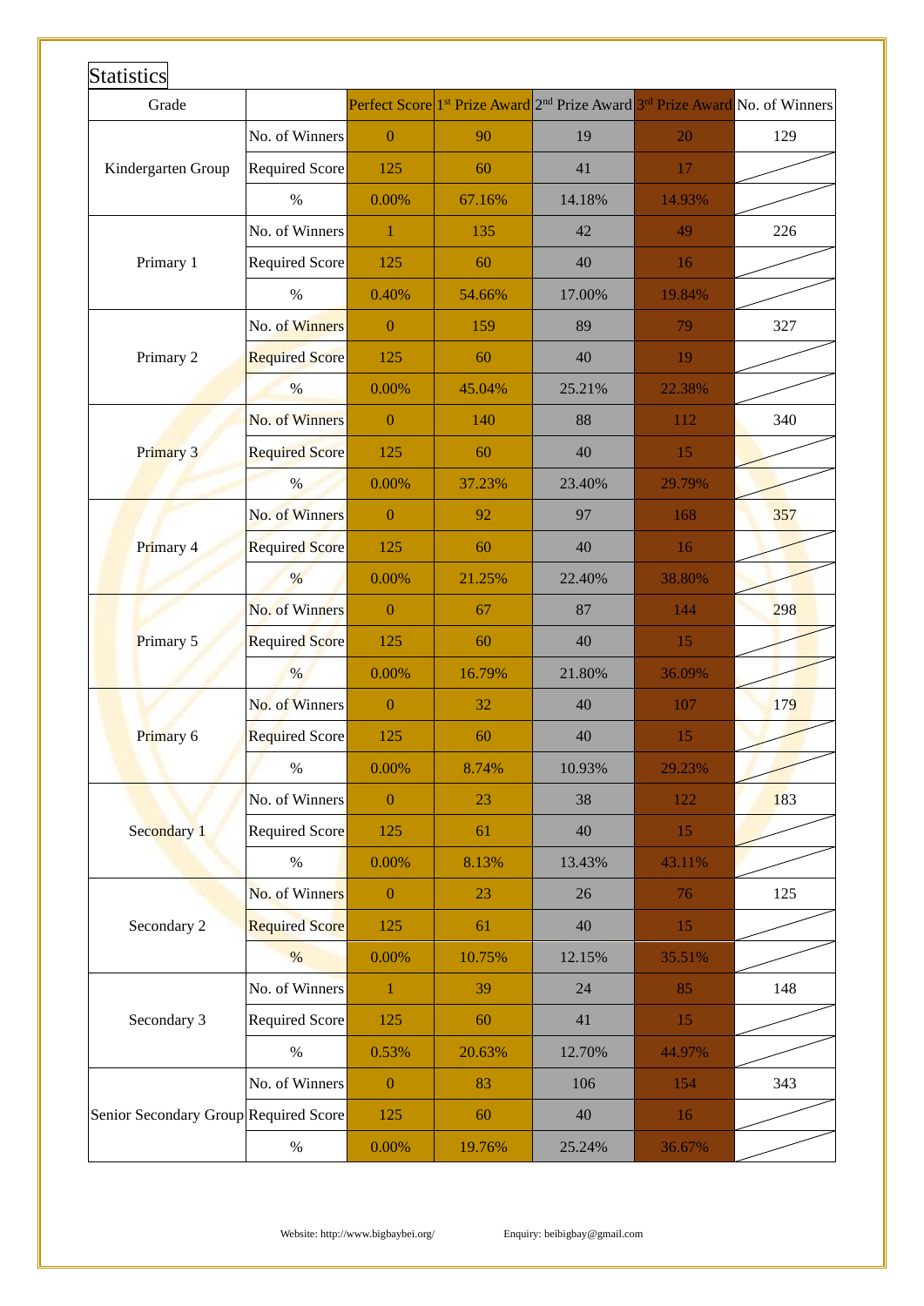# Statistics

| Grade | | Perfect Score | 1st Prize Award | 2nd Prize Award | 3rd Prize Award | No. of Winners |
|---|---|---|---|---|---|---|
| Kindergarten Group | No. of Winners | 0 | 90 | 19 | 20 | 129 |
| | Required Score | 125 | 60 | 41 | 17 | |
| | % | 0.00% | 67.16% | 14.18% | 14.93% | |
| Primary 1 | No. of Winners | 1 | 135 | 42 | 49 | 226 |
| | Required Score | 125 | 60 | 40 | 16 | |
| | % | 0.40% | 54.66% | 17.00% | 19.84% | |
| Primary 2 | No. of Winners | 0 | 159 | 89 | 79 | 327 |
| | Required Score | 125 | 60 | 40 | 19 | |
| | % | 0.00% | 45.04% | 25.21% | 22.38% | |
| Primary 3 | No. of Winners | 0 | 140 | 88 | 112 | 340 |
| | Required Score | 125 | 60 | 40 | 15 | |
| | % | 0.00% | 37.23% | 23.40% | 29.79% | |
| Primary 4 | No. of Winners | 0 | 92 | 97 | 168 | 357 |
| | Required Score | 125 | 60 | 40 | 16 | |
| | % | 0.00% | 21.25% | 22.40% | 38.80% | |
| Primary 5 | No. of Winners | 0 | 67 | 87 | 144 | 298 |
| | Required Score | 125 | 60 | 40 | 15 | |
| | % | 0.00% | 16.79% | 21.80% | 36.09% | |
| Primary 6 | No. of Winners | 0 | 32 | 40 | 107 | 179 |
| | Required Score | 125 | 60 | 40 | 15 | |
| | % | 0.00% | 8.74% | 10.93% | 29.23% | |
| Secondary 1 | No. of Winners | 0 | 23 | 38 | 122 | 183 |
| | Required Score | 125 | 61 | 40 | 15 | |
| | % | 0.00% | 8.13% | 13.43% | 43.11% | |
| Secondary 2 | No. of Winners | 0 | 23 | 26 | 76 | 125 |
| | Required Score | 125 | 61 | 40 | 15 | |
| | % | 0.00% | 10.75% | 12.15% | 35.51% | |
| Secondary 3 | No. of Winners | 1 | 39 | 24 | 85 | 148 |
| | Required Score | 125 | 60 | 41 | 15 | |
| | % | 0.53% | 20.63% | 12.70% | 44.97% | |
| Senior Secondary Group | No. of Winners | 0 | 83 | 106 | 154 | 343 |
| | Required Score | 125 | 60 | 40 | 16 | |
| | % | 0.00% | 19.76% | 25.24% | 36.67% | |

Website: http://www.bigbaybei.org/ Enquiry: beibigbay@gmail.com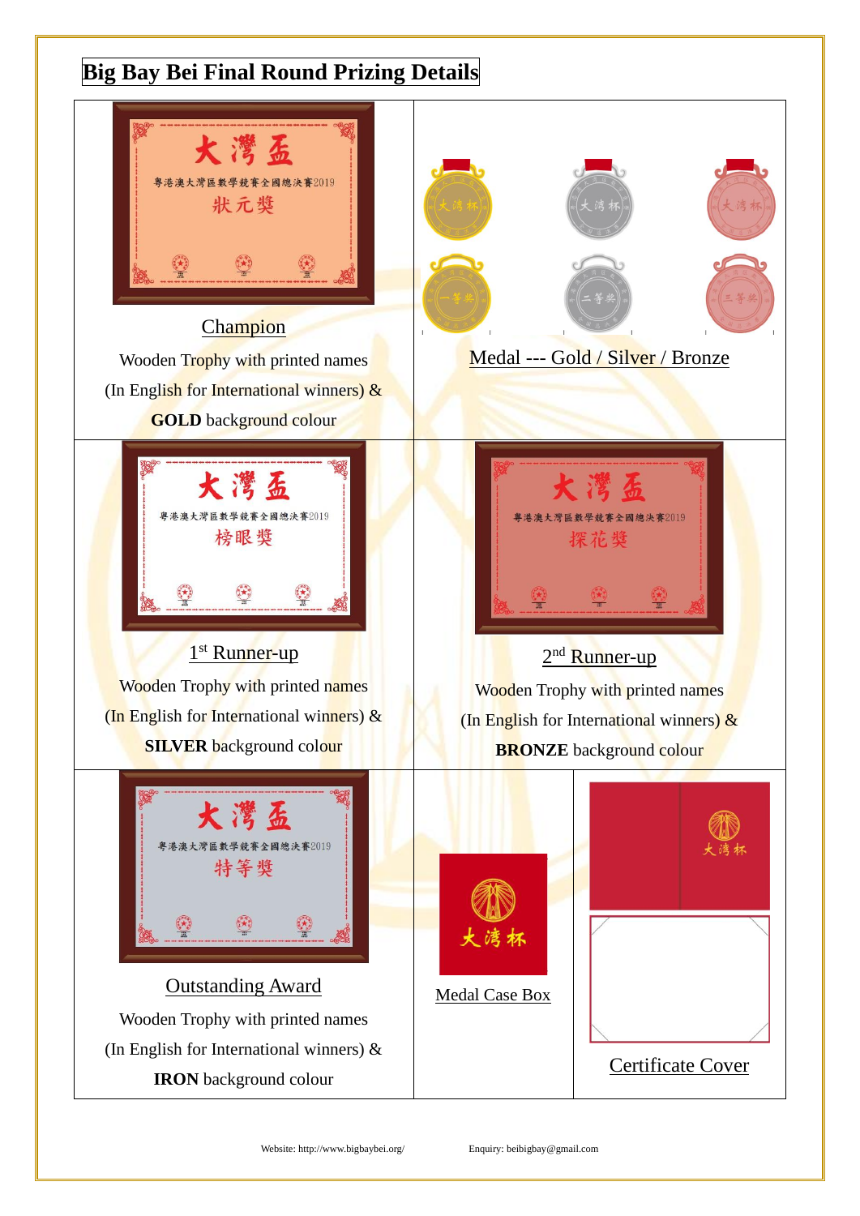# Big Bay Bei Final Round Prizing Details

| | |
|---|---|
| Champion<br>Wooden Trophy with printed names<br>(In English for International winners) &<br>**GOLD** background colour | Medal --- Gold / Silver / Bronze |
| 1st Runner-up<br>Wooden Trophy with printed names<br>(In English for International winners) &<br>**SILVER** background colour | 2nd Runner-up<br>Wooden Trophy with printed names<br>(In English for International winners) &<br>**BRONZE** background colour |
| Outstanding Award<br>Wooden Trophy with printed names<br>(In English for International winners) &<br>**IRON** background colour | Medal Case Box<br><br>Certificate Cover |

Website: http://www.bigbaybei.org/ Enquiry: beibigbay@gmail.com